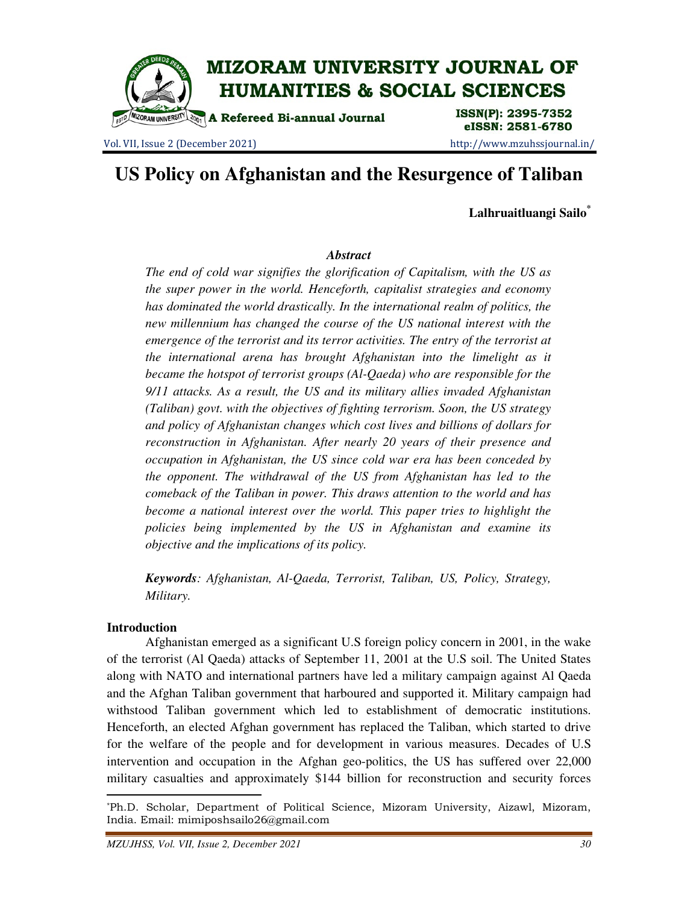# US Policy on Afghanistan and the Resurgence of Taliban

**Lalhruaitluangi Sailo**[*]

### *Abstract*

*The end of cold war signifies the glorification of Capitalism, with the US as the super power in the world. Henceforth, capitalist strategies and economy has dominated the world drastically. In the international realm of politics, the new millennium has changed the course of the US national interest with the emergence of the terrorist and its terror activities. The entry of the terrorist at the international arena has brought Afghanistan into the limelight as it became the hotspot of terrorist groups (Al-Qaeda) who are responsible for the 9/11 attacks. As a result, the US and its military allies invaded Afghanistan (Taliban) govt. with the objectives of fighting terrorism. Soon, the US strategy and policy of Afghanistan changes which cost lives and billions of dollars for reconstruction in Afghanistan. After nearly 20 years of their presence and occupation in Afghanistan, the US since cold war era has been conceded by the opponent. The withdrawal of the US from Afghanistan has led to the comeback of the Taliban in power. This draws attention to the world and has become a national interest over the world. This paper tries to highlight the policies being implemented by the US in Afghanistan and examine its objective and the implications of its policy.*

***Keywords**: Afghanistan, Al-Qaeda, Terrorist, Taliban, US, Policy, Strategy, Military.*

## Introduction

Afghanistan emerged as a significant U.S foreign policy concern in 2001, in the wake of the terrorist (Al Qaeda) attacks of September 11, 2001 at the U.S soil. The United States along with NATO and international partners have led a military campaign against Al Qaeda and the Afghan Taliban government that harboured and supported it. Military campaign had withstood Taliban government which led to establishment of democratic institutions. Henceforth, an elected Afghan government has replaced the Taliban, which started to drive for the welfare of the people and for development in various measures. Decades of U.S intervention and occupation in the Afghan geo-politics, the US has suffered over 22,000 military casualties and approximately $144 billion for reconstruction and security forces

---

[*] Ph.D. Scholar, Department of Political Science, Mizoram University, Aizawl, Mizoram, India. Email: mimiposhsailo26@gmail.com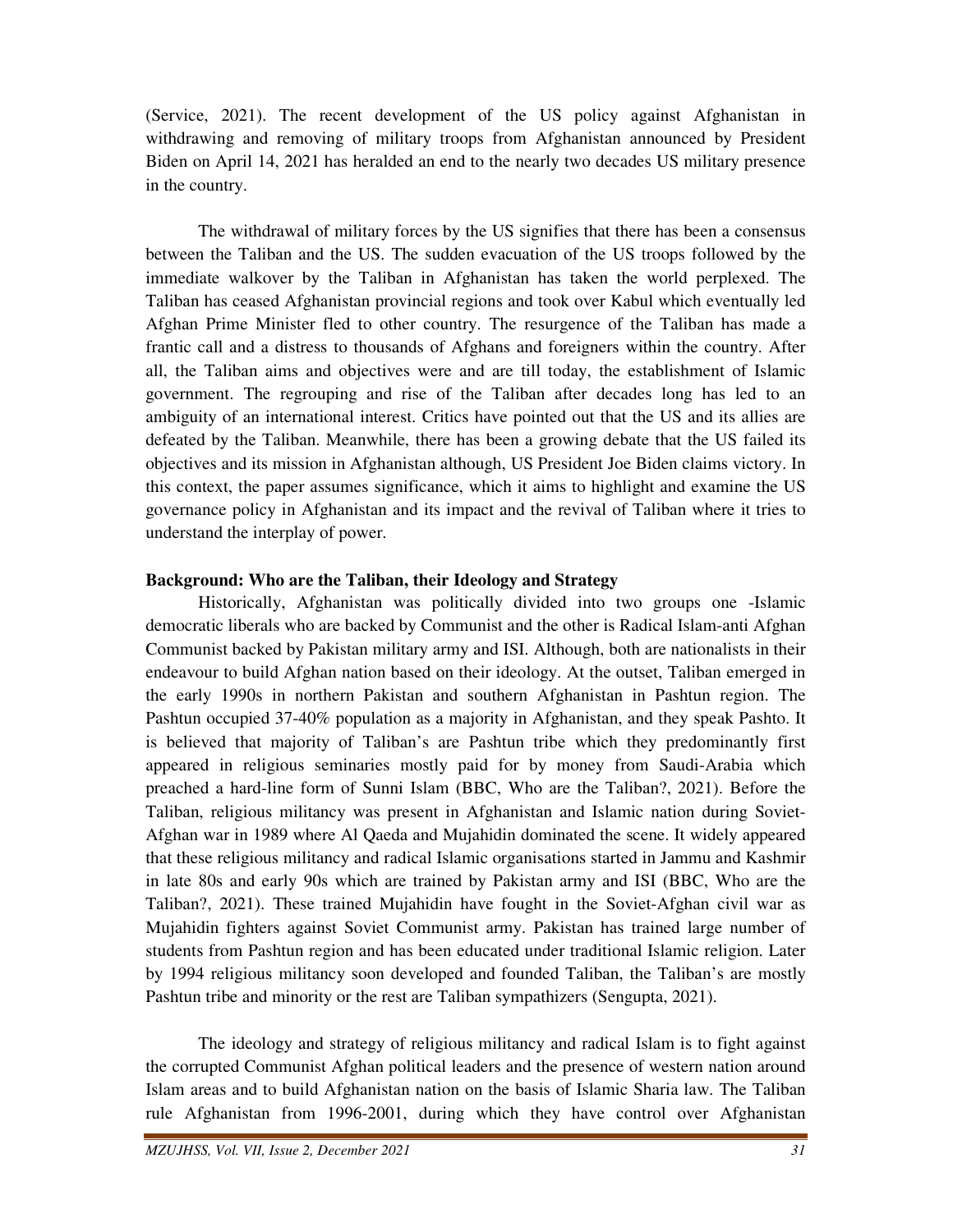(Service, 2021). The recent development of the US policy against Afghanistan in withdrawing and removing of military troops from Afghanistan announced by President Biden on April 14, 2021 has heralded an end to the nearly two decades US military presence in the country.

The withdrawal of military forces by the US signifies that there has been a consensus between the Taliban and the US. The sudden evacuation of the US troops followed by the immediate walkover by the Taliban in Afghanistan has taken the world perplexed. The Taliban has ceased Afghanistan provincial regions and took over Kabul which eventually led Afghan Prime Minister fled to other country. The resurgence of the Taliban has made a frantic call and a distress to thousands of Afghans and foreigners within the country. After all, the Taliban aims and objectives were and are till today, the establishment of Islamic government. The regrouping and rise of the Taliban after decades long has led to an ambiguity of an international interest. Critics have pointed out that the US and its allies are defeated by the Taliban. Meanwhile, there has been a growing debate that the US failed its objectives and its mission in Afghanistan although, US President Joe Biden claims victory. In this context, the paper assumes significance, which it aims to highlight and examine the US governance policy in Afghanistan and its impact and the revival of Taliban where it tries to understand the interplay of power.

**Background: Who are the Taliban, their Ideology and Strategy**

Historically, Afghanistan was politically divided into two groups one -Islamic democratic liberals who are backed by Communist and the other is Radical Islam-anti Afghan Communist backed by Pakistan military army and ISI. Although, both are nationalists in their endeavour to build Afghan nation based on their ideology. At the outset, Taliban emerged in the early 1990s in northern Pakistan and southern Afghanistan in Pashtun region. The Pashtun occupied 37-40% population as a majority in Afghanistan, and they speak Pashto. It is believed that majority of Taliban's are Pashtun tribe which they predominantly first appeared in religious seminaries mostly paid for by money from Saudi-Arabia which preached a hard-line form of Sunni Islam (BBC, Who are the Taliban?, 2021). Before the Taliban, religious militancy was present in Afghanistan and Islamic nation during Soviet-Afghan war in 1989 where Al Qaeda and Mujahidin dominated the scene. It widely appeared that these religious militancy and radical Islamic organisations started in Jammu and Kashmir in late 80s and early 90s which are trained by Pakistan army and ISI (BBC, Who are the Taliban?, 2021). These trained Mujahidin have fought in the Soviet-Afghan civil war as Mujahidin fighters against Soviet Communist army. Pakistan has trained large number of students from Pashtun region and has been educated under traditional Islamic religion. Later by 1994 religious militancy soon developed and founded Taliban, the Taliban's are mostly Pashtun tribe and minority or the rest are Taliban sympathizers (Sengupta, 2021).

The ideology and strategy of religious militancy and radical Islam is to fight against the corrupted Communist Afghan political leaders and the presence of western nation around Islam areas and to build Afghanistan nation on the basis of Islamic Sharia law. The Taliban rule Afghanistan from 1996-2001, during which they have control over Afghanistan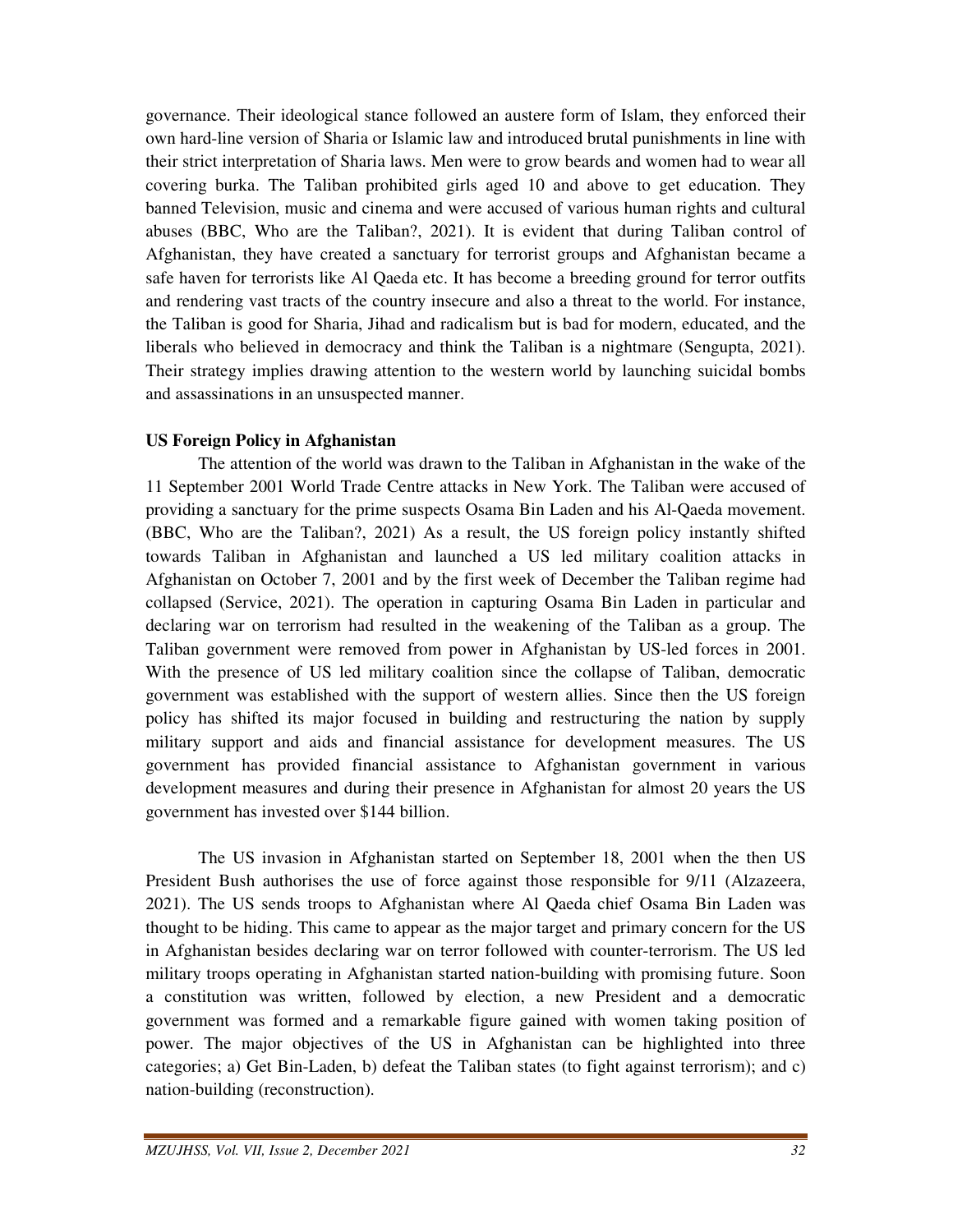governance. Their ideological stance followed an austere form of Islam, they enforced their own hard-line version of Sharia or Islamic law and introduced brutal punishments in line with their strict interpretation of Sharia laws. Men were to grow beards and women had to wear all covering burka. The Taliban prohibited girls aged 10 and above to get education. They banned Television, music and cinema and were accused of various human rights and cultural abuses (BBC, Who are the Taliban?, 2021). It is evident that during Taliban control of Afghanistan, they have created a sanctuary for terrorist groups and Afghanistan became a safe haven for terrorists like Al Qaeda etc. It has become a breeding ground for terror outfits and rendering vast tracts of the country insecure and also a threat to the world. For instance, the Taliban is good for Sharia, Jihad and radicalism but is bad for modern, educated, and the liberals who believed in democracy and think the Taliban is a nightmare (Sengupta, 2021). Their strategy implies drawing attention to the western world by launching suicidal bombs and assassinations in an unsuspected manner.

**US Foreign Policy in Afghanistan**

The attention of the world was drawn to the Taliban in Afghanistan in the wake of the 11 September 2001 World Trade Centre attacks in New York. The Taliban were accused of providing a sanctuary for the prime suspects Osama Bin Laden and his Al-Qaeda movement. (BBC, Who are the Taliban?, 2021) As a result, the US foreign policy instantly shifted towards Taliban in Afghanistan and launched a US led military coalition attacks in Afghanistan on October 7, 2001 and by the first week of December the Taliban regime had collapsed (Service, 2021). The operation in capturing Osama Bin Laden in particular and declaring war on terrorism had resulted in the weakening of the Taliban as a group. The Taliban government were removed from power in Afghanistan by US-led forces in 2001. With the presence of US led military coalition since the collapse of Taliban, democratic government was established with the support of western allies. Since then the US foreign policy has shifted its major focused in building and restructuring the nation by supply military support and aids and financial assistance for development measures. The US government has provided financial assistance to Afghanistan government in various development measures and during their presence in Afghanistan for almost 20 years the US government has invested over $144 billion.

The US invasion in Afghanistan started on September 18, 2001 when the then US President Bush authorises the use of force against those responsible for 9/11 (Alzazeera, 2021). The US sends troops to Afghanistan where Al Qaeda chief Osama Bin Laden was thought to be hiding. This came to appear as the major target and primary concern for the US in Afghanistan besides declaring war on terror followed with counter-terrorism. The US led military troops operating in Afghanistan started nation-building with promising future. Soon a constitution was written, followed by election, a new President and a democratic government was formed and a remarkable figure gained with women taking position of power. The major objectives of the US in Afghanistan can be highlighted into three categories; a) Get Bin-Laden, b) defeat the Taliban states (to fight against terrorism); and c) nation-building (reconstruction).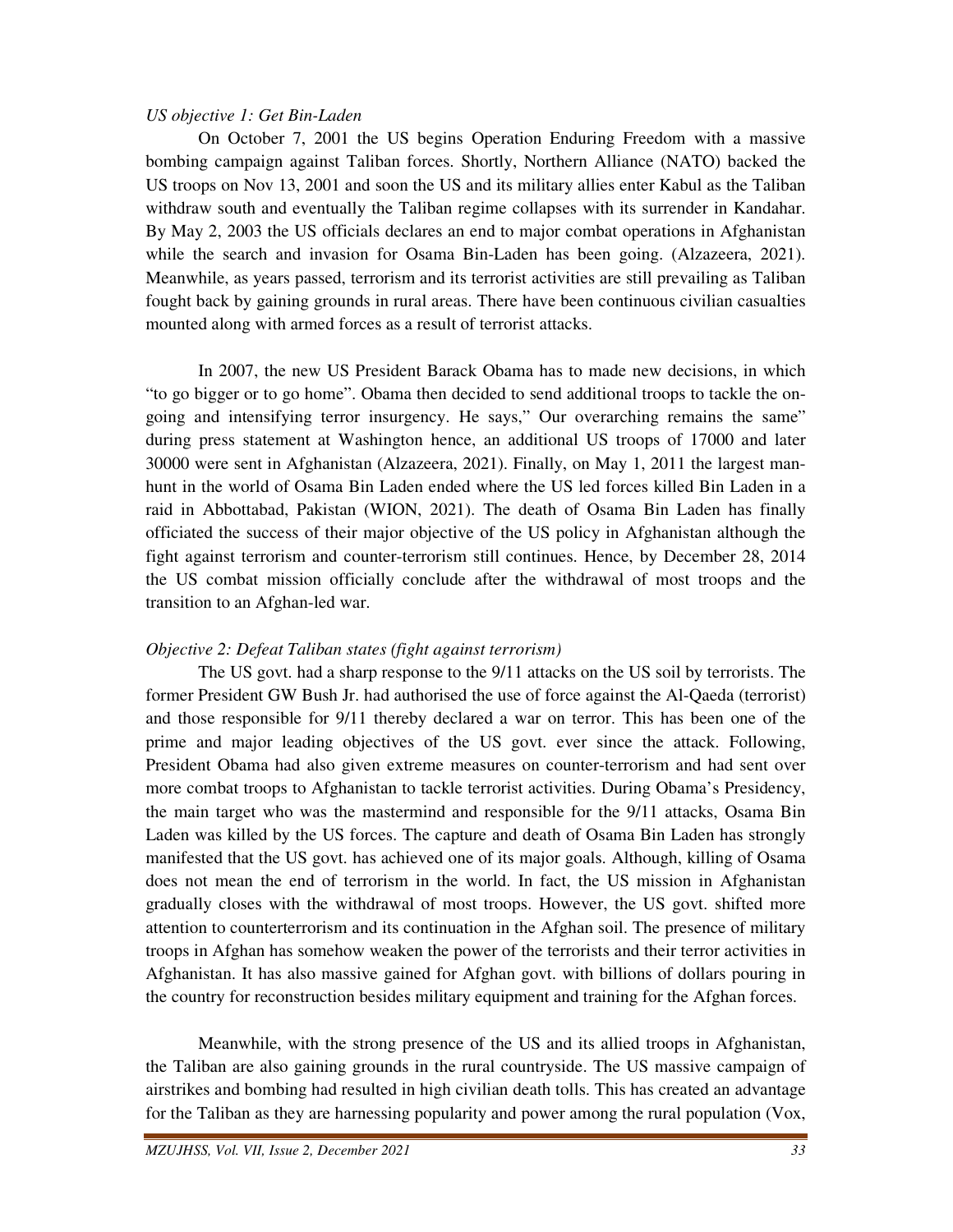*US objective 1: Get Bin-Laden*

On October 7, 2001 the US begins Operation Enduring Freedom with a massive bombing campaign against Taliban forces. Shortly, Northern Alliance (NATO) backed the US troops on Nov 13, 2001 and soon the US and its military allies enter Kabul as the Taliban withdraw south and eventually the Taliban regime collapses with its surrender in Kandahar. By May 2, 2003 the US officials declares an end to major combat operations in Afghanistan while the search and invasion for Osama Bin-Laden has been going. (Alzazeera, 2021). Meanwhile, as years passed, terrorism and its terrorist activities are still prevailing as Taliban fought back by gaining grounds in rural areas. There have been continuous civilian casualties mounted along with armed forces as a result of terrorist attacks.

In 2007, the new US President Barack Obama has to made new decisions, in which "to go bigger or to go home". Obama then decided to send additional troops to tackle the on-going and intensifying terror insurgency. He says," Our overarching remains the same" during press statement at Washington hence, an additional US troops of 17000 and later 30000 were sent in Afghanistan (Alzazeera, 2021). Finally, on May 1, 2011 the largest man-hunt in the world of Osama Bin Laden ended where the US led forces killed Bin Laden in a raid in Abbottabad, Pakistan (WION, 2021). The death of Osama Bin Laden has finally officiated the success of their major objective of the US policy in Afghanistan although the fight against terrorism and counter-terrorism still continues. Hence, by December 28, 2014 the US combat mission officially conclude after the withdrawal of most troops and the transition to an Afghan-led war.

*Objective 2: Defeat Taliban states (fight against terrorism)*

The US govt. had a sharp response to the 9/11 attacks on the US soil by terrorists. The former President GW Bush Jr. had authorised the use of force against the Al-Qaeda (terrorist) and those responsible for 9/11 thereby declared a war on terror. This has been one of the prime and major leading objectives of the US govt. ever since the attack. Following, President Obama had also given extreme measures on counter-terrorism and had sent over more combat troops to Afghanistan to tackle terrorist activities. During Obama's Presidency, the main target who was the mastermind and responsible for the 9/11 attacks, Osama Bin Laden was killed by the US forces. The capture and death of Osama Bin Laden has strongly manifested that the US govt. has achieved one of its major goals. Although, killing of Osama does not mean the end of terrorism in the world. In fact, the US mission in Afghanistan gradually closes with the withdrawal of most troops. However, the US govt. shifted more attention to counterterrorism and its continuation in the Afghan soil. The presence of military troops in Afghan has somehow weaken the power of the terrorists and their terror activities in Afghanistan. It has also massive gained for Afghan govt. with billions of dollars pouring in the country for reconstruction besides military equipment and training for the Afghan forces.

Meanwhile, with the strong presence of the US and its allied troops in Afghanistan, the Taliban are also gaining grounds in the rural countryside. The US massive campaign of airstrikes and bombing had resulted in high civilian death tolls. This has created an advantage for the Taliban as they are harnessing popularity and power among the rural population (Vox,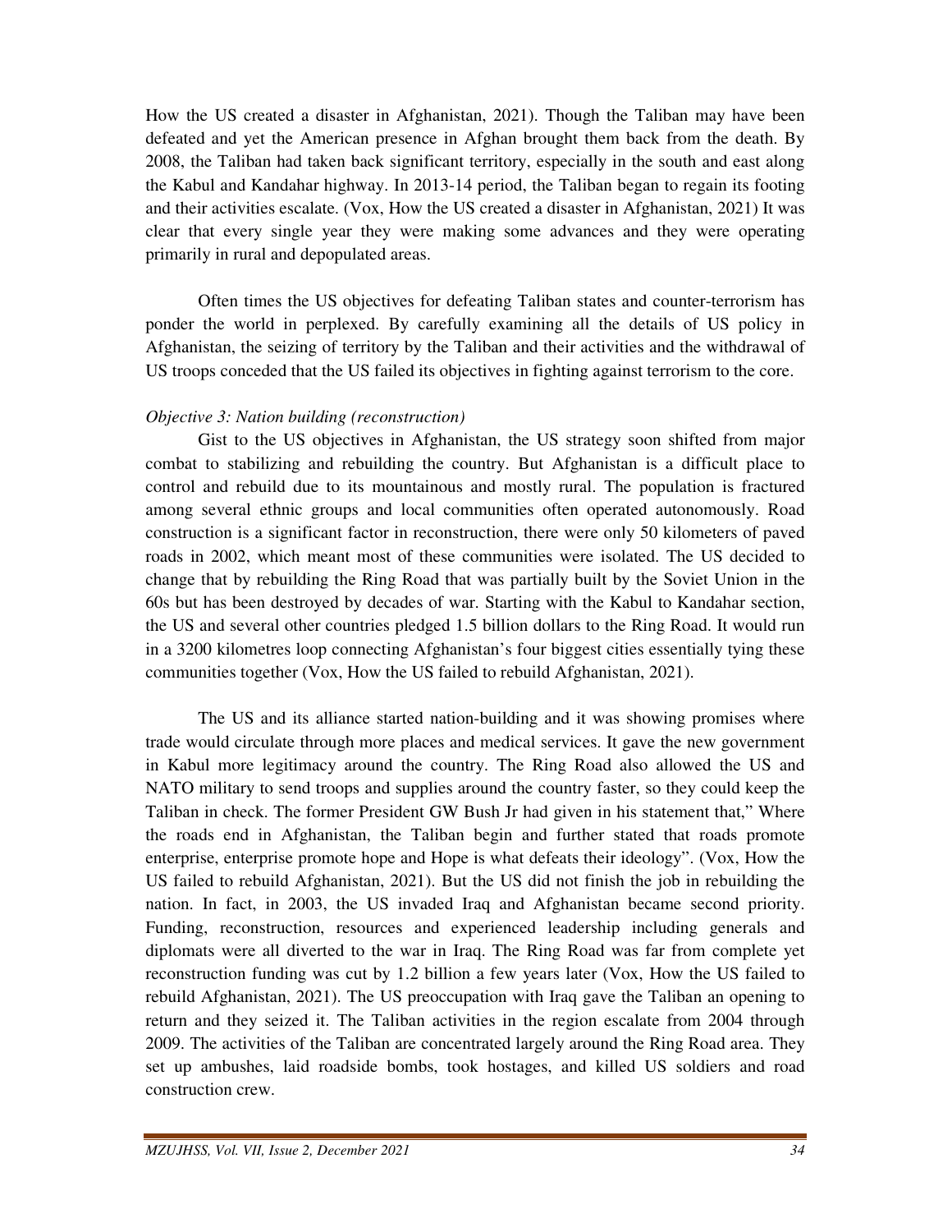How the US created a disaster in Afghanistan, 2021). Though the Taliban may have been defeated and yet the American presence in Afghan brought them back from the death. By 2008, the Taliban had taken back significant territory, especially in the south and east along the Kabul and Kandahar highway. In 2013-14 period, the Taliban began to regain its footing and their activities escalate. (Vox, How the US created a disaster in Afghanistan, 2021) It was clear that every single year they were making some advances and they were operating primarily in rural and depopulated areas.

Often times the US objectives for defeating Taliban states and counter-terrorism has ponder the world in perplexed. By carefully examining all the details of US policy in Afghanistan, the seizing of territory by the Taliban and their activities and the withdrawal of US troops conceded that the US failed its objectives in fighting against terrorism to the core.

*Objective 3: Nation building (reconstruction)*

Gist to the US objectives in Afghanistan, the US strategy soon shifted from major combat to stabilizing and rebuilding the country. But Afghanistan is a difficult place to control and rebuild due to its mountainous and mostly rural. The population is fractured among several ethnic groups and local communities often operated autonomously. Road construction is a significant factor in reconstruction, there were only 50 kilometers of paved roads in 2002, which meant most of these communities were isolated. The US decided to change that by rebuilding the Ring Road that was partially built by the Soviet Union in the 60s but has been destroyed by decades of war. Starting with the Kabul to Kandahar section, the US and several other countries pledged 1.5 billion dollars to the Ring Road. It would run in a 3200 kilometres loop connecting Afghanistan's four biggest cities essentially tying these communities together (Vox, How the US failed to rebuild Afghanistan, 2021).

The US and its alliance started nation-building and it was showing promises where trade would circulate through more places and medical services. It gave the new government in Kabul more legitimacy around the country. The Ring Road also allowed the US and NATO military to send troops and supplies around the country faster, so they could keep the Taliban in check. The former President GW Bush Jr had given in his statement that," Where the roads end in Afghanistan, the Taliban begin and further stated that roads promote enterprise, enterprise promote hope and Hope is what defeats their ideology". (Vox, How the US failed to rebuild Afghanistan, 2021). But the US did not finish the job in rebuilding the nation. In fact, in 2003, the US invaded Iraq and Afghanistan became second priority. Funding, reconstruction, resources and experienced leadership including generals and diplomats were all diverted to the war in Iraq. The Ring Road was far from complete yet reconstruction funding was cut by 1.2 billion a few years later (Vox, How the US failed to rebuild Afghanistan, 2021). The US preoccupation with Iraq gave the Taliban an opening to return and they seized it. The Taliban activities in the region escalate from 2004 through 2009. The activities of the Taliban are concentrated largely around the Ring Road area. They set up ambushes, laid roadside bombs, took hostages, and killed US soldiers and road construction crew.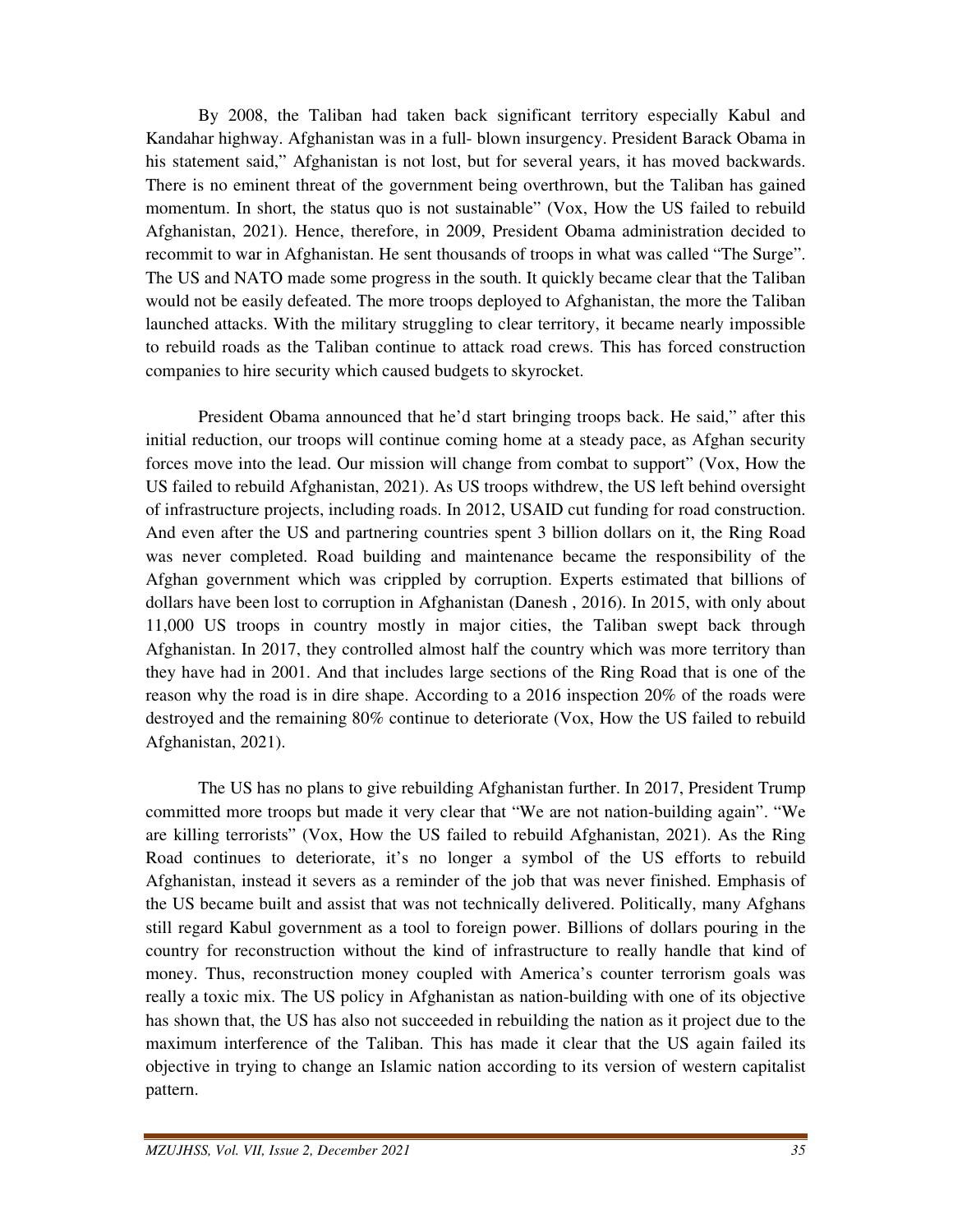By 2008, the Taliban had taken back significant territory especially Kabul and Kandahar highway. Afghanistan was in a full- blown insurgency. President Barack Obama in his statement said," Afghanistan is not lost, but for several years, it has moved backwards. There is no eminent threat of the government being overthrown, but the Taliban has gained momentum. In short, the status quo is not sustainable" (Vox, How the US failed to rebuild Afghanistan, 2021). Hence, therefore, in 2009, President Obama administration decided to recommit to war in Afghanistan. He sent thousands of troops in what was called "The Surge". The US and NATO made some progress in the south. It quickly became clear that the Taliban would not be easily defeated. The more troops deployed to Afghanistan, the more the Taliban launched attacks. With the military struggling to clear territory, it became nearly impossible to rebuild roads as the Taliban continue to attack road crews. This has forced construction companies to hire security which caused budgets to skyrocket.

President Obama announced that he'd start bringing troops back. He said," after this initial reduction, our troops will continue coming home at a steady pace, as Afghan security forces move into the lead. Our mission will change from combat to support" (Vox, How the US failed to rebuild Afghanistan, 2021). As US troops withdrew, the US left behind oversight of infrastructure projects, including roads. In 2012, USAID cut funding for road construction. And even after the US and partnering countries spent 3 billion dollars on it, the Ring Road was never completed. Road building and maintenance became the responsibility of the Afghan government which was crippled by corruption. Experts estimated that billions of dollars have been lost to corruption in Afghanistan (Danesh , 2016). In 2015, with only about 11,000 US troops in country mostly in major cities, the Taliban swept back through Afghanistan. In 2017, they controlled almost half the country which was more territory than they have had in 2001. And that includes large sections of the Ring Road that is one of the reason why the road is in dire shape. According to a 2016 inspection 20% of the roads were destroyed and the remaining 80% continue to deteriorate (Vox, How the US failed to rebuild Afghanistan, 2021).

The US has no plans to give rebuilding Afghanistan further. In 2017, President Trump committed more troops but made it very clear that "We are not nation-building again". "We are killing terrorists" (Vox, How the US failed to rebuild Afghanistan, 2021). As the Ring Road continues to deteriorate, it's no longer a symbol of the US efforts to rebuild Afghanistan, instead it severs as a reminder of the job that was never finished. Emphasis of the US became built and assist that was not technically delivered. Politically, many Afghans still regard Kabul government as a tool to foreign power. Billions of dollars pouring in the country for reconstruction without the kind of infrastructure to really handle that kind of money. Thus, reconstruction money coupled with America's counter terrorism goals was really a toxic mix. The US policy in Afghanistan as nation-building with one of its objective has shown that, the US has also not succeeded in rebuilding the nation as it project due to the maximum interference of the Taliban. This has made it clear that the US again failed its objective in trying to change an Islamic nation according to its version of western capitalist pattern.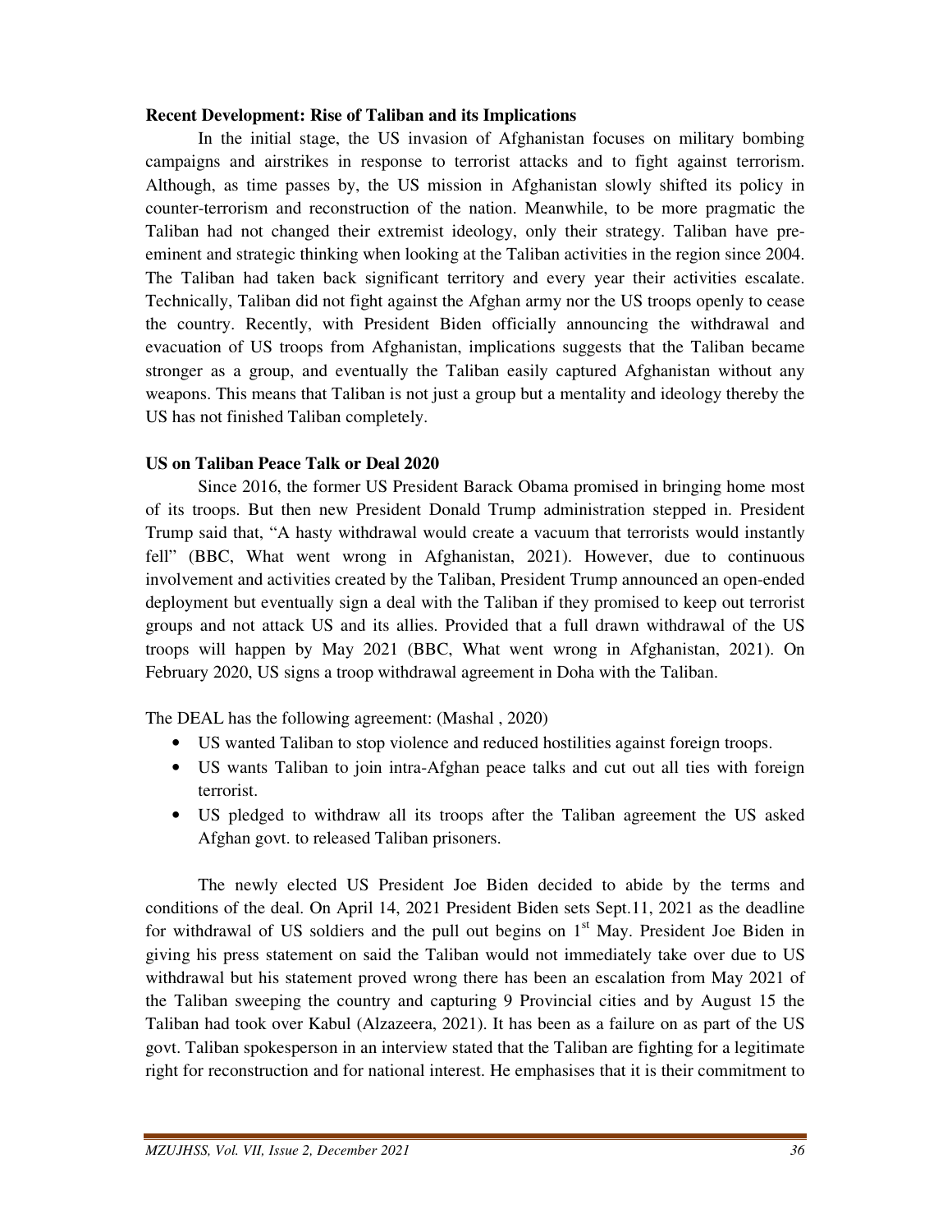**Recent Development: Rise of Taliban and its Implications**

In the initial stage, the US invasion of Afghanistan focuses on military bombing campaigns and airstrikes in response to terrorist attacks and to fight against terrorism. Although, as time passes by, the US mission in Afghanistan slowly shifted its policy in counter-terrorism and reconstruction of the nation. Meanwhile, to be more pragmatic the Taliban had not changed their extremist ideology, only their strategy. Taliban have pre-eminent and strategic thinking when looking at the Taliban activities in the region since 2004. The Taliban had taken back significant territory and every year their activities escalate. Technically, Taliban did not fight against the Afghan army nor the US troops openly to cease the country. Recently, with President Biden officially announcing the withdrawal and evacuation of US troops from Afghanistan, implications suggests that the Taliban became stronger as a group, and eventually the Taliban easily captured Afghanistan without any weapons. This means that Taliban is not just a group but a mentality and ideology thereby the US has not finished Taliban completely.

**US on Taliban Peace Talk or Deal 2020**

Since 2016, the former US President Barack Obama promised in bringing home most of its troops. But then new President Donald Trump administration stepped in. President Trump said that, "A hasty withdrawal would create a vacuum that terrorists would instantly fell" (BBC, What went wrong in Afghanistan, 2021). However, due to continuous involvement and activities created by the Taliban, President Trump announced an open-ended deployment but eventually sign a deal with the Taliban if they promised to keep out terrorist groups and not attack US and its allies. Provided that a full drawn withdrawal of the US troops will happen by May 2021 (BBC, What went wrong in Afghanistan, 2021). On February 2020, US signs a troop withdrawal agreement in Doha with the Taliban.

The DEAL has the following agreement: (Mashal , 2020)

- US wanted Taliban to stop violence and reduced hostilities against foreign troops.
- US wants Taliban to join intra-Afghan peace talks and cut out all ties with foreign terrorist.
- US pledged to withdraw all its troops after the Taliban agreement the US asked Afghan govt. to released Taliban prisoners.

The newly elected US President Joe Biden decided to abide by the terms and conditions of the deal. On April 14, 2021 President Biden sets Sept.11, 2021 as the deadline for withdrawal of US soldiers and the pull out begins on 1st May. President Joe Biden in giving his press statement on said the Taliban would not immediately take over due to US withdrawal but his statement proved wrong there has been an escalation from May 2021 of the Taliban sweeping the country and capturing 9 Provincial cities and by August 15 the Taliban had took over Kabul (Alzazeera, 2021). It has been as a failure on as part of the US govt. Taliban spokesperson in an interview stated that the Taliban are fighting for a legitimate right for reconstruction and for national interest. He emphasises that it is their commitment to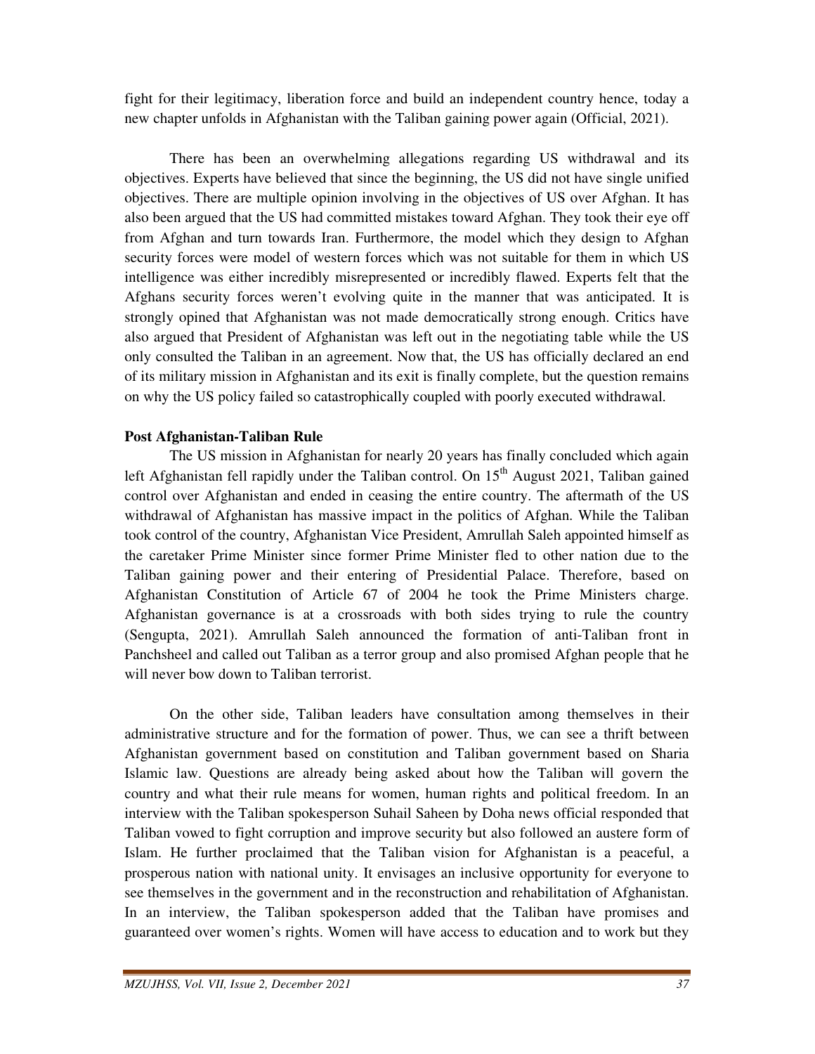fight for their legitimacy, liberation force and build an independent country hence, today a new chapter unfolds in Afghanistan with the Taliban gaining power again (Official, 2021).

There has been an overwhelming allegations regarding US withdrawal and its objectives. Experts have believed that since the beginning, the US did not have single unified objectives. There are multiple opinion involving in the objectives of US over Afghan. It has also been argued that the US had committed mistakes toward Afghan. They took their eye off from Afghan and turn towards Iran. Furthermore, the model which they design to Afghan security forces were model of western forces which was not suitable for them in which US intelligence was either incredibly misrepresented or incredibly flawed. Experts felt that the Afghans security forces weren't evolving quite in the manner that was anticipated. It is strongly opined that Afghanistan was not made democratically strong enough. Critics have also argued that President of Afghanistan was left out in the negotiating table while the US only consulted the Taliban in an agreement. Now that, the US has officially declared an end of its military mission in Afghanistan and its exit is finally complete, but the question remains on why the US policy failed so catastrophically coupled with poorly executed withdrawal.

**Post Afghanistan-Taliban Rule**

The US mission in Afghanistan for nearly 20 years has finally concluded which again left Afghanistan fell rapidly under the Taliban control. On 15th August 2021, Taliban gained control over Afghanistan and ended in ceasing the entire country. The aftermath of the US withdrawal of Afghanistan has massive impact in the politics of Afghan. While the Taliban took control of the country, Afghanistan Vice President, Amrullah Saleh appointed himself as the caretaker Prime Minister since former Prime Minister fled to other nation due to the Taliban gaining power and their entering of Presidential Palace. Therefore, based on Afghanistan Constitution of Article 67 of 2004 he took the Prime Ministers charge. Afghanistan governance is at a crossroads with both sides trying to rule the country (Sengupta, 2021). Amrullah Saleh announced the formation of anti-Taliban front in Panchsheel and called out Taliban as a terror group and also promised Afghan people that he will never bow down to Taliban terrorist.

On the other side, Taliban leaders have consultation among themselves in their administrative structure and for the formation of power. Thus, we can see a thrift between Afghanistan government based on constitution and Taliban government based on Sharia Islamic law. Questions are already being asked about how the Taliban will govern the country and what their rule means for women, human rights and political freedom. In an interview with the Taliban spokesperson Suhail Saheen by Doha news official responded that Taliban vowed to fight corruption and improve security but also followed an austere form of Islam. He further proclaimed that the Taliban vision for Afghanistan is a peaceful, a prosperous nation with national unity. It envisages an inclusive opportunity for everyone to see themselves in the government and in the reconstruction and rehabilitation of Afghanistan. In an interview, the Taliban spokesperson added that the Taliban have promises and guaranteed over women's rights. Women will have access to education and to work but they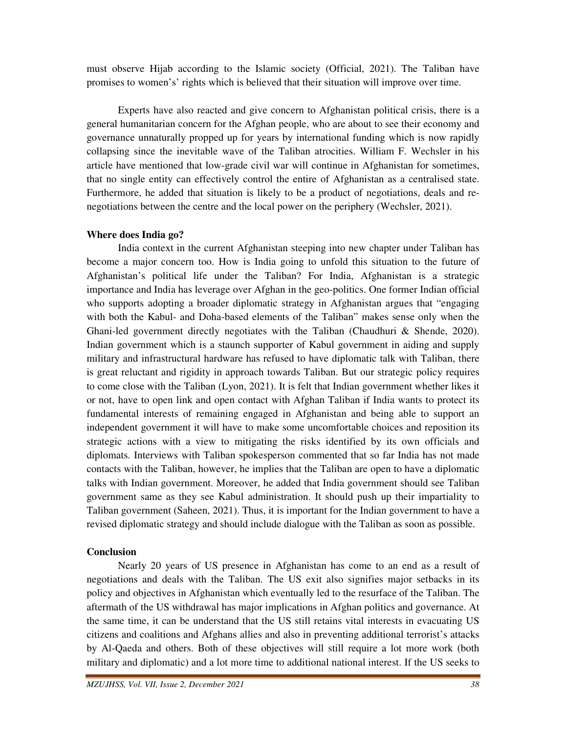must observe Hijab according to the Islamic society (Official, 2021). The Taliban have promises to women's' rights which is believed that their situation will improve over time.

Experts have also reacted and give concern to Afghanistan political crisis, there is a general humanitarian concern for the Afghan people, who are about to see their economy and governance unnaturally propped up for years by international funding which is now rapidly collapsing since the inevitable wave of the Taliban atrocities. William F. Wechsler in his article have mentioned that low-grade civil war will continue in Afghanistan for sometimes, that no single entity can effectively control the entire of Afghanistan as a centralised state. Furthermore, he added that situation is likely to be a product of negotiations, deals and re-negotiations between the centre and the local power on the periphery (Wechsler, 2021).

**Where does India go?**

India context in the current Afghanistan steeping into new chapter under Taliban has become a major concern too. How is India going to unfold this situation to the future of Afghanistan's political life under the Taliban? For India, Afghanistan is a strategic importance and India has leverage over Afghan in the geo-politics. One former Indian official who supports adopting a broader diplomatic strategy in Afghanistan argues that "engaging with both the Kabul- and Doha-based elements of the Taliban" makes sense only when the Ghani-led government directly negotiates with the Taliban (Chaudhuri & Shende, 2020). Indian government which is a staunch supporter of Kabul government in aiding and supply military and infrastructural hardware has refused to have diplomatic talk with Taliban, there is great reluctant and rigidity in approach towards Taliban. But our strategic policy requires to come close with the Taliban (Lyon, 2021). It is felt that Indian government whether likes it or not, have to open link and open contact with Afghan Taliban if India wants to protect its fundamental interests of remaining engaged in Afghanistan and being able to support an independent government it will have to make some uncomfortable choices and reposition its strategic actions with a view to mitigating the risks identified by its own officials and diplomats. Interviews with Taliban spokesperson commented that so far India has not made contacts with the Taliban, however, he implies that the Taliban are open to have a diplomatic talks with Indian government. Moreover, he added that India government should see Taliban government same as they see Kabul administration. It should push up their impartiality to Taliban government (Saheen, 2021). Thus, it is important for the Indian government to have a revised diplomatic strategy and should include dialogue with the Taliban as soon as possible.

**Conclusion**

Nearly 20 years of US presence in Afghanistan has come to an end as a result of negotiations and deals with the Taliban. The US exit also signifies major setbacks in its policy and objectives in Afghanistan which eventually led to the resurface of the Taliban. The aftermath of the US withdrawal has major implications in Afghan politics and governance. At the same time, it can be understand that the US still retains vital interests in evacuating US citizens and coalitions and Afghans allies and also in preventing additional terrorist's attacks by Al-Qaeda and others. Both of these objectives will still require a lot more work (both military and diplomatic) and a lot more time to additional national interest. If the US seeks to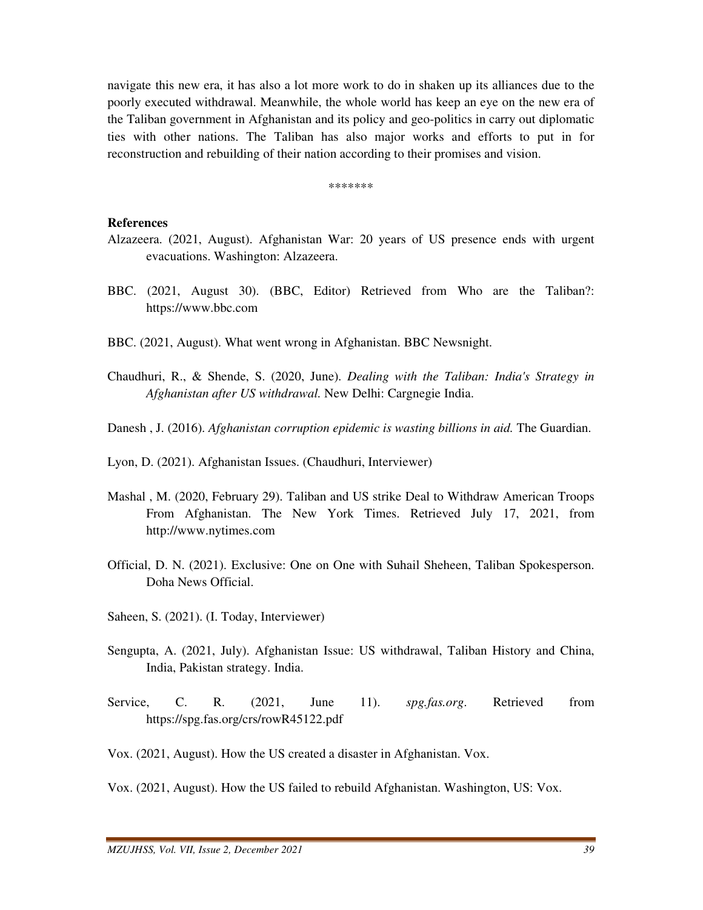navigate this new era, it has also a lot more work to do in shaken up its alliances due to the poorly executed withdrawal. Meanwhile, the whole world has keep an eye on the new era of the Taliban government in Afghanistan and its policy and geo-politics in carry out diplomatic ties with other nations. The Taliban has also major works and efforts to put in for reconstruction and rebuilding of their nation according to their promises and vision.

*******

**References**

Alzazeera. (2021, August). Afghanistan War: 20 years of US presence ends with urgent evacuations. Washington: Alzazeera.

BBC. (2021, August 30). (BBC, Editor) Retrieved from Who are the Taliban?: https://www.bbc.com

BBC. (2021, August). What went wrong in Afghanistan. BBC Newsnight.

Chaudhuri, R., & Shende, S. (2020, June). *Dealing with the Taliban: India's Strategy in Afghanistan after US withdrawal.* New Delhi: Cargnegie India.

Danesh , J. (2016). *Afghanistan corruption epidemic is wasting billions in aid.* The Guardian.

Lyon, D. (2021). Afghanistan Issues. (Chaudhuri, Interviewer)

Mashal , M. (2020, February 29). Taliban and US strike Deal to Withdraw American Troops From Afghanistan. The New York Times. Retrieved July 17, 2021, from http://www.nytimes.com

Official, D. N. (2021). Exclusive: One on One with Suhail Sheheen, Taliban Spokesperson. Doha News Official.

Saheen, S. (2021). (I. Today, Interviewer)

Sengupta, A. (2021, July). Afghanistan Issue: US withdrawal, Taliban History and China, India, Pakistan strategy. India.

Service, C. R. (2021, June 11). *spg.fas.org*. Retrieved from https://spg.fas.org/crs/rowR45122.pdf

Vox. (2021, August). How the US created a disaster in Afghanistan. Vox.

Vox. (2021, August). How the US failed to rebuild Afghanistan. Washington, US: Vox.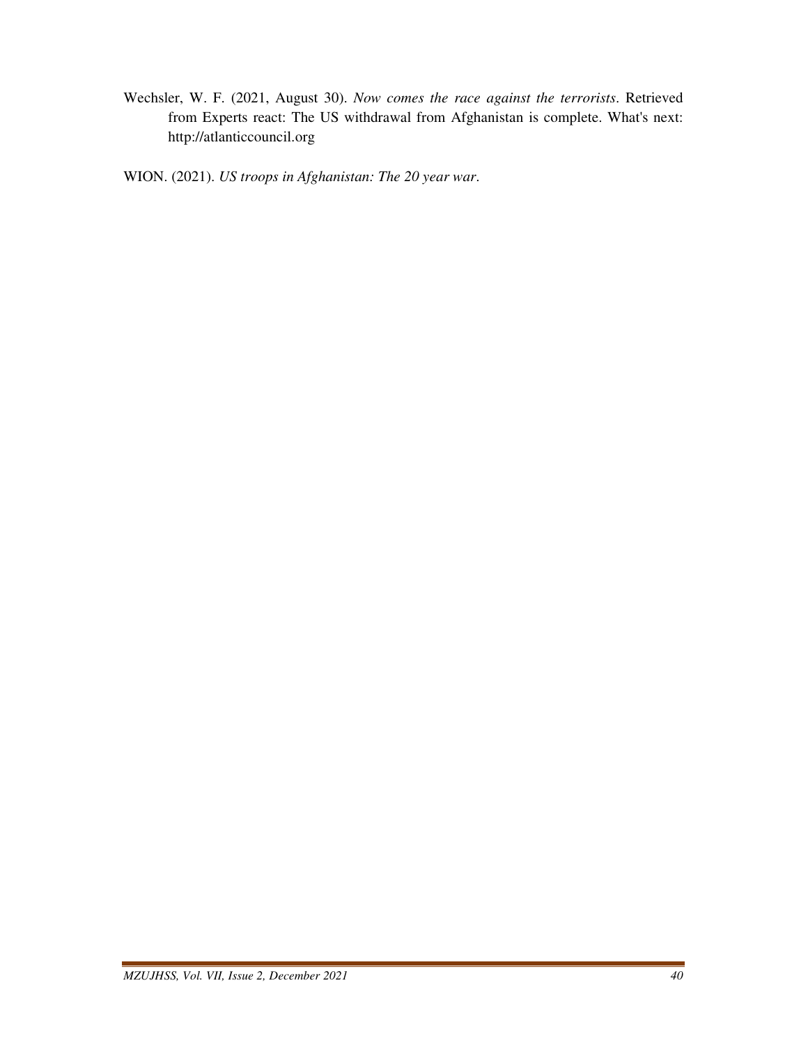Wechsler, W. F. (2021, August 30). *Now comes the race against the terrorists*. Retrieved from Experts react: The US withdrawal from Afghanistan is complete. What's next: http://atlanticcouncil.org

WION. (2021). *US troops in Afghanistan: The 20 year war*.